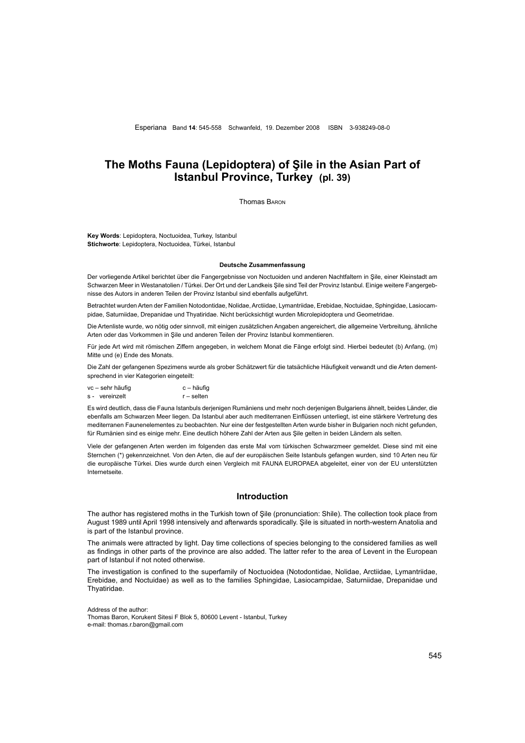# The Moths Fauna (Lepidoptera) of Şile in the Asian Part of Istanbul Province, Turkey (pl. 39)

Thomas Baron

**Key Words**: Lepidoptera, Noctuoidea, Turkey, Istanbul
**Stichworte**: Lepidoptera, Noctuoidea, Türkei, Istanbul

#### Deutsche Zusammenfassung

Der vorliegende Artikel berichtet über die Fangergebnisse von Noctuoiden und anderen Nachtfaltern in Şile, einer Kleinstadt am Schwarzen Meer in Westanatolien / Türkei. Der Ort und der Landkeis Şile sind Teil der Provinz Istanbul. Einige weitere Fangergebnisse des Autors in anderen Teilen der Provinz Istanbul sind ebenfalls aufgeführt.

Betrachtet wurden Arten der Familien Notodontidae, Nolidae, Arctiidae, Lymantriidae, Erebidae, Noctuidae, Sphingidae, Lasiocampidae, Saturniidae, Drepanidae und Thyatiridae. Nicht berücksichtigt wurden Microlepidoptera und Geometridae.

Die Artenliste wurde, wo nötig oder sinnvoll, mit einigen zusätzlichen Angaben angereichert, die allgemeine Verbreitung, ähnliche Arten oder das Vorkommen in Şile und anderen Teilen der Provinz Istanbul kommentieren.

Für jede Art wird mit römischen Ziffern angegeben, in welchem Monat die Fänge erfolgt sind. Hierbei bedeutet (b) Anfang, (m) Mitte und (e) Ende des Monats.

Die Zahl der gefangenen Spezimens wurde als grober Schätzwert für die tatsächliche Häufigkeit verwandt und die Arten dementsprechend in vier Kategorien eingeteilt:

vc – sehr häufig  c – häufig
s - vereinzelt  r – selten

Es wird deutlich, dass die Fauna Istanbuls derjenigen Rumäniens und mehr noch derjenigen Bulgariens ähnelt, beides Länder, die ebenfalls am Schwarzen Meer liegen. Da Istanbul aber auch mediterranen Einflüssen unterliegt, ist eine stärkere Vertretung des mediterranen Faunenelementes zu beobachten. Nur eine der festgestellten Arten wurde bisher in Bulgarien noch nicht gefunden, für Rumänien sind es einige mehr. Eine deutlich höhere Zahl der Arten aus Şile gelten in beiden Ländern als selten.

Viele der gefangenen Arten werden im folgenden das erste Mal vom türkischen Schwarzmeer gemeldet. Diese sind mit eine Sternchen (*) gekennzeichnet. Von den Arten, die auf der europäischen Seite Istanbuls gefangen wurden, sind 10 Arten neu für die europäische Türkei. Dies wurde durch einen Vergleich mit FAUNA EUROPAEA abgeleitet, einer von der EU unterstützten Internetseite.

## Introduction

The author has registered moths in the Turkish town of Şile (pronunciation: Shile). The collection took place from August 1989 until April 1998 intensively and afterwards sporadically. Şile is situated in north-western Anatolia and is part of the Istanbul province.

The animals were attracted by light. Day time collections of species belonging to the considered families as well as findings in other parts of the province are also added. The latter refer to the area of Levent in the European part of Istanbul if not noted otherwise.

The investigation is confined to the superfamily of Noctuoidea (Notodontidae, Nolidae, Arctiidae, Lymantriidae, Erebidae, and Noctuidae) as well as to the families Sphingidae, Lasiocampidae, Saturniidae, Drepanidae und Thyatiridae.

Address of the author:
Thomas Baron, Korukent Sitesi F Blok 5, 80600 Levent - Istanbul, Turkey
e-mail: thomas.r.baron@gmail.com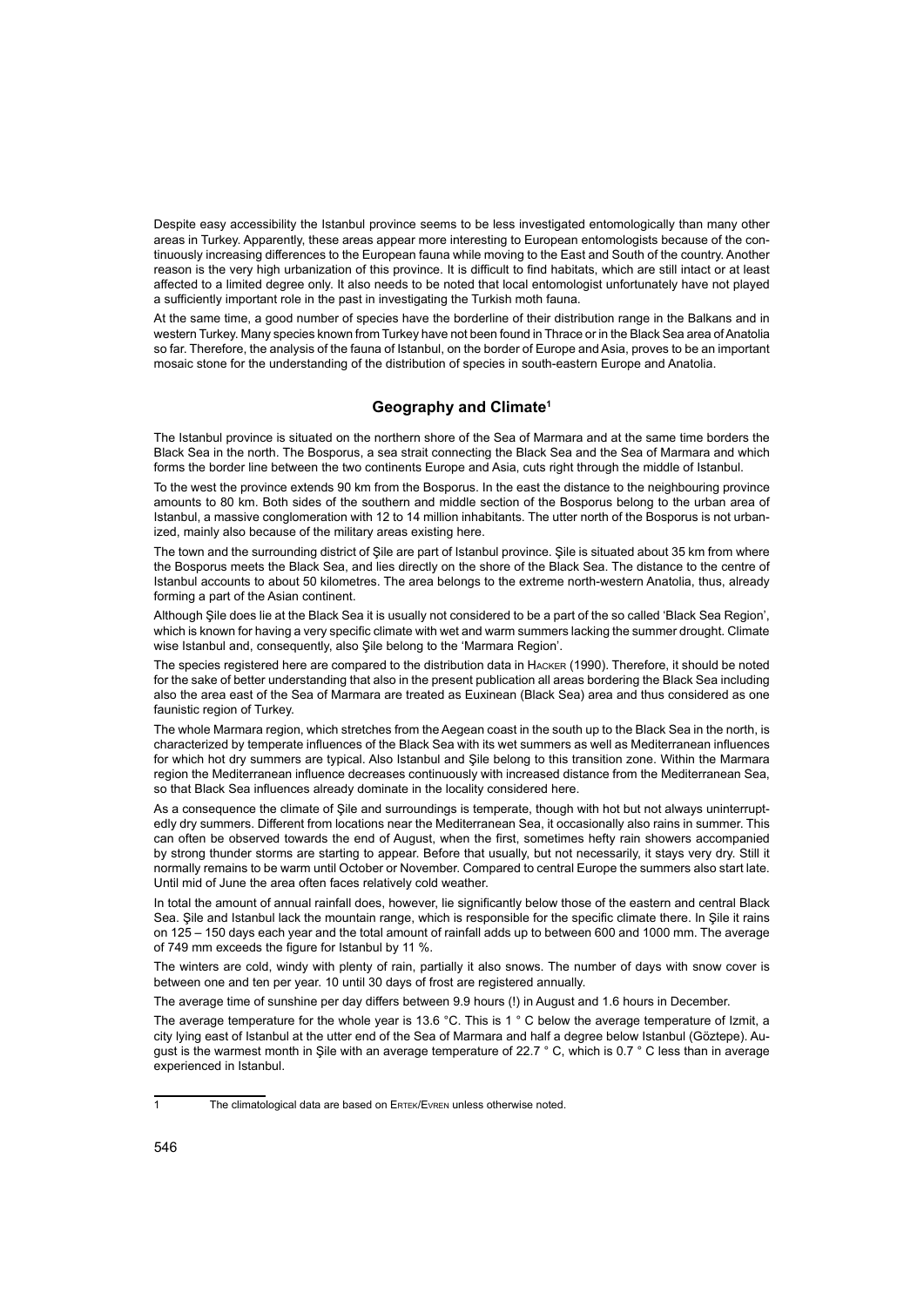Despite easy accessibility the Istanbul province seems to be less investigated entomologically than many other areas in Turkey. Apparently, these areas appear more interesting to European entomologists because of the continuously increasing differences to the European fauna while moving to the East and South of the country. Another reason is the very high urbanization of this province. It is difficult to find habitats, which are still intact or at least affected to a limited degree only. It also needs to be noted that local entomologist unfortunately have not played a sufficiently important role in the past in investigating the Turkish moth fauna.

At the same time, a good number of species have the borderline of their distribution range in the Balkans and in western Turkey. Many species known from Turkey have not been found in Thrace or in the Black Sea area of Anatolia so far. Therefore, the analysis of the fauna of Istanbul, on the border of Europe and Asia, proves to be an important mosaic stone for the understanding of the distribution of species in south-eastern Europe and Anatolia.

## Geography and Climate[1]

The Istanbul province is situated on the northern shore of the Sea of Marmara and at the same time borders the Black Sea in the north. The Bosporus, a sea strait connecting the Black Sea and the Sea of Marmara and which forms the border line between the two continents Europe and Asia, cuts right through the middle of Istanbul.

To the west the province extends 90 km from the Bosporus. In the east the distance to the neighbouring province amounts to 80 km. Both sides of the southern and middle section of the Bosporus belong to the urban area of Istanbul, a massive conglomeration with 12 to 14 million inhabitants. The utter north of the Bosporus is not urbanized, mainly also because of the military areas existing here.

The town and the surrounding district of Şile are part of Istanbul province. Şile is situated about 35 km from where the Bosporus meets the Black Sea, and lies directly on the shore of the Black Sea. The distance to the centre of Istanbul accounts to about 50 kilometres. The area belongs to the extreme north-western Anatolia, thus, already forming a part of the Asian continent.

Although Şile does lie at the Black Sea it is usually not considered to be a part of the so called 'Black Sea Region', which is known for having a very specific climate with wet and warm summers lacking the summer drought. Climate wise Istanbul and, consequently, also Şile belong to the 'Marmara Region'.

The species registered here are compared to the distribution data in Hacker (1990). Therefore, it should be noted for the sake of better understanding that also in the present publication all areas bordering the Black Sea including also the area east of the Sea of Marmara are treated as Euxinean (Black Sea) area and thus considered as one faunistic region of Turkey.

The whole Marmara region, which stretches from the Aegean coast in the south up to the Black Sea in the north, is characterized by temperate influences of the Black Sea with its wet summers as well as Mediterranean influences for which hot dry summers are typical. Also Istanbul and Şile belong to this transition zone. Within the Marmara region the Mediterranean influence decreases continuously with increased distance from the Mediterranean Sea, so that Black Sea influences already dominate in the locality considered here.

As a consequence the climate of Şile and surroundings is temperate, though with hot but not always uninterruptedly dry summers. Different from locations near the Mediterranean Sea, it occasionally also rains in summer. This can often be observed towards the end of August, when the first, sometimes hefty rain showers accompanied by strong thunder storms are starting to appear. Before that usually, but not necessarily, it stays very dry. Still it normally remains to be warm until October or November. Compared to central Europe the summers also start late. Until mid of June the area often faces relatively cold weather.

In total the amount of annual rainfall does, however, lie significantly below those of the eastern and central Black Sea. Şile and Istanbul lack the mountain range, which is responsible for the specific climate there. In Şile it rains on 125 – 150 days each year and the total amount of rainfall adds up to between 600 and 1000 mm. The average of 749 mm exceeds the figure for Istanbul by 11 %.

The winters are cold, windy with plenty of rain, partially it also snows. The number of days with snow cover is between one and ten per year. 10 until 30 days of frost are registered annually.

The average time of sunshine per day differs between 9.9 hours (!) in August and 1.6 hours in December.

The average temperature for the whole year is 13.6 °C. This is 1 ° C below the average temperature of Izmit, a city lying east of Istanbul at the utter end of the Sea of Marmara and half a degree below Istanbul (Göztepe). August is the warmest month in Şile with an average temperature of 22.7 ° C, which is 0.7 ° C less than in average experienced in Istanbul.

---

[1] The climatological data are based on Ertek/Evren unless otherwise noted.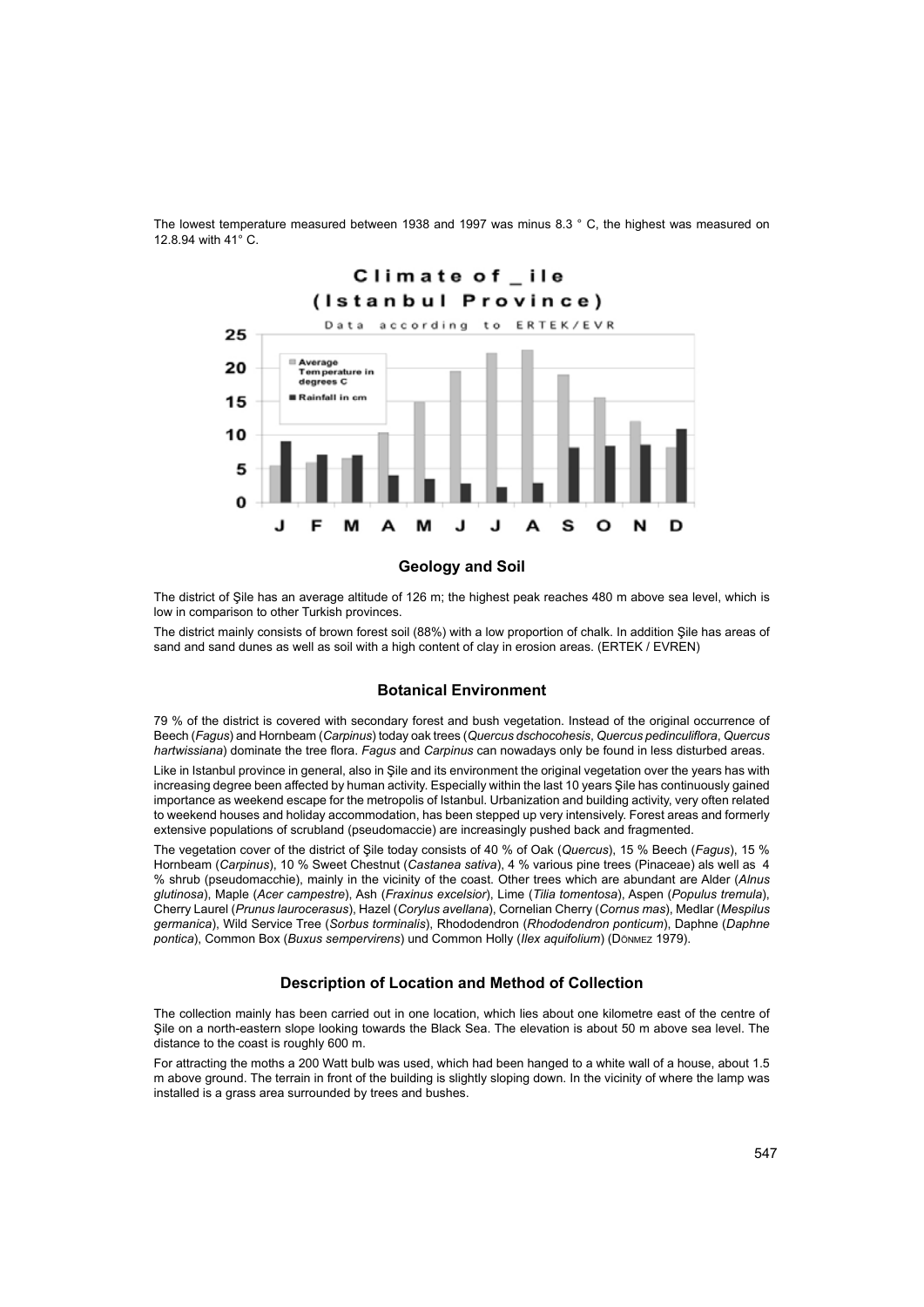The lowest temperature measured between 1938 and 1997 was minus 8.3 ° C, the highest was measured on 12.8.94 with 41° C.

## Geology and Soil

The district of Şile has an average altitude of 126 m; the highest peak reaches 480 m above sea level, which is low in comparison to other Turkish provinces.

The district mainly consists of brown forest soil (88%) with a low proportion of chalk. In addition Şile has areas of sand and sand dunes as well as soil with a high content of clay in erosion areas. (ERTEK / EVREN)

## Botanical Environment

79 % of the district is covered with secondary forest and bush vegetation. Instead of the original occurrence of Beech (*Fagus*) and Hornbeam (*Carpinus*) today oak trees (*Quercus dschocohesis*, *Quercus pedinculiflora*, *Quercus hartwissiana*) dominate the tree flora. *Fagus* and *Carpinus* can nowadays only be found in less disturbed areas.

Like in Istanbul province in general, also in Şile and its environment the original vegetation over the years has with increasing degree been affected by human activity. Especially within the last 10 years Şile has continuously gained importance as weekend escape for the metropolis of Istanbul. Urbanization and building activity, very often related to weekend houses and holiday accommodation, has been stepped up very intensively. Forest areas and formerly extensive populations of scrubland (pseudomaccie) are increasingly pushed back and fragmented.

The vegetation cover of the district of Şile today consists of 40 % of Oak (*Quercus*), 15 % Beech (*Fagus*), 15 % Hornbeam (*Carpinus*), 10 % Sweet Chestnut (*Castanea sativa*), 4 % various pine trees (Pinaceae) als well as 4 % shrub (pseudomacchie), mainly in the vicinity of the coast. Other trees which are abundant are Alder (*Alnus glutinosa*), Maple (*Acer campestre*), Ash (*Fraxinus excelsior*), Lime (*Tilia tomentosa*), Aspen (*Populus tremula*), Cherry Laurel (*Prunus laurocerasus*), Hazel (*Corylus avellana*), Cornelian Cherry (*Cornus mas*), Medlar (*Mespilus germanica*), Wild Service Tree (*Sorbus torminalis*), Rhododendron (*Rhododendron ponticum*), Daphne (*Daphne pontica*), Common Box (*Buxus sempervirens*) und Common Holly (*Ilex aquifolium*) (DÖNMEZ 1979).

## Description of Location and Method of Collection

The collection mainly has been carried out in one location, which lies about one kilometre east of the centre of Şile on a north-eastern slope looking towards the Black Sea. The elevation is about 50 m above sea level. The distance to the coast is roughly 600 m.

For attracting the moths a 200 Watt bulb was used, which had been hanged to a white wall of a house, about 1.5 m above ground. The terrain in front of the building is slightly sloping down. In the vicinity of where the lamp was installed is a grass area surrounded by trees and bushes.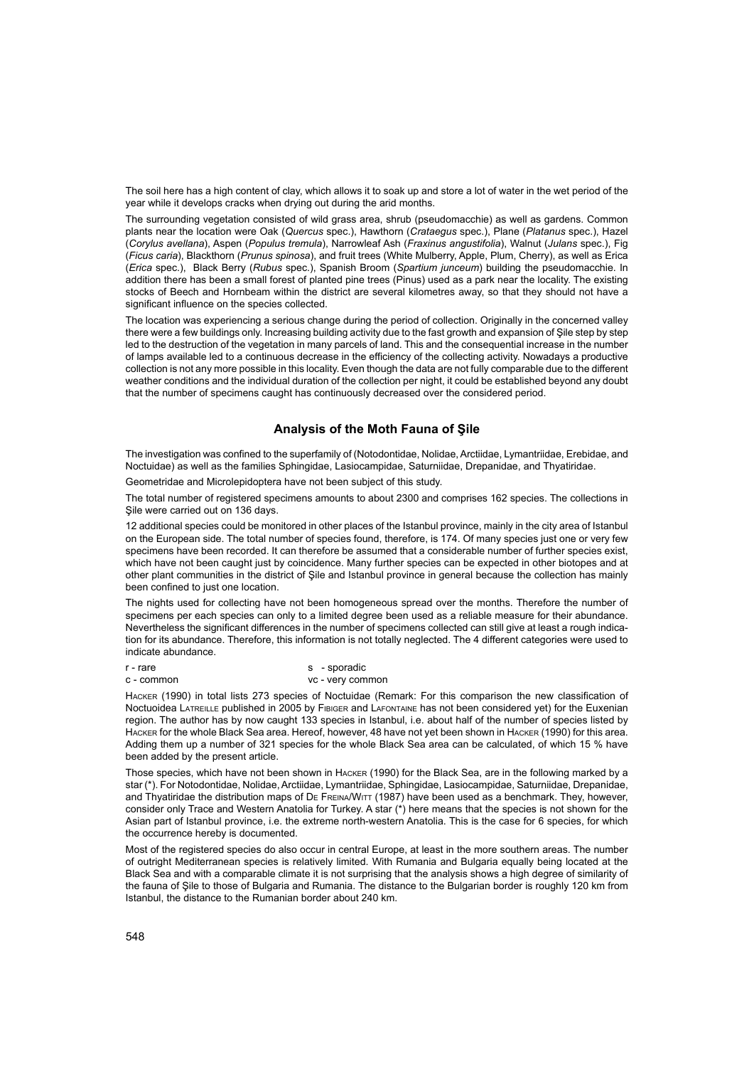The soil here has a high content of clay, which allows it to soak up and store a lot of water in the wet period of the year while it develops cracks when drying out during the arid months.

The surrounding vegetation consisted of wild grass area, shrub (pseudomacchie) as well as gardens. Common plants near the location were Oak (*Quercus* spec.), Hawthorn (*Crataegus* spec.), Plane (*Platanus* spec.), Hazel (*Corylus avellana*), Aspen (*Populus tremula*), Narrowleaf Ash (*Fraxinus angustifolia*), Walnut (*Julans* spec.), Fig (*Ficus caria*), Blackthorn (*Prunus spinosa*), and fruit trees (White Mulberry, Apple, Plum, Cherry), as well as Erica (*Erica* spec.), Black Berry (*Rubus* spec.), Spanish Broom (*Spartium junceum*) building the pseudomacchie. In addition there has been a small forest of planted pine trees (Pinus) used as a park near the locality. The existing stocks of Beech and Hornbeam within the district are several kilometres away, so that they should not have a significant influence on the species collected.

The location was experiencing a serious change during the period of collection. Originally in the concerned valley there were a few buildings only. Increasing building activity due to the fast growth and expansion of Şile step by step led to the destruction of the vegetation in many parcels of land. This and the consequential increase in the number of lamps available led to a continuous decrease in the efficiency of the collecting activity. Nowadays a productive collection is not any more possible in this locality. Even though the data are not fully comparable due to the different weather conditions and the individual duration of the collection per night, it could be established beyond any doubt that the number of specimens caught has continuously decreased over the considered period.

## Analysis of the Moth Fauna of Şile

The investigation was confined to the superfamily of (Notodontidae, Nolidae, Arctiidae, Lymantriidae, Erebidae, and Noctuidae) as well as the families Sphingidae, Lasiocampidae, Saturniidae, Drepanidae, and Thyatiridae.

Geometridae and Microlepidoptera have not been subject of this study.

The total number of registered specimens amounts to about 2300 and comprises 162 species. The collections in Şile were carried out on 136 days.

12 additional species could be monitored in other places of the Istanbul province, mainly in the city area of Istanbul on the European side. The total number of species found, therefore, is 174. Of many species just one or very few specimens have been recorded. It can therefore be assumed that a considerable number of further species exist, which have not been caught just by coincidence. Many further species can be expected in other biotopes and at other plant communities in the district of Şile and Istanbul province in general because the collection has mainly been confined to just one location.

The nights used for collecting have not been homogeneous spread over the months. Therefore the number of specimens per each species can only to a limited degree been used as a reliable measure for their abundance. Nevertheless the significant differences in the number of specimens collected can still give at least a rough indication for its abundance. Therefore, this information is not totally neglected. The 4 different categories were used to indicate abundance.

| | |
|---|---|
| r - rare | s - sporadic |
| c - common | vc - very common |

Hacker (1990) in total lists 273 species of Noctuidae (Remark: For this comparison the new classification of Noctuoidea Latreille published in 2005 by Fibiger and Lafontaine has not been considered yet) for the Euxenian region. The author has by now caught 133 species in Istanbul, i.e. about half of the number of species listed by Hacker for the whole Black Sea area. Hereof, however, 48 have not yet been shown in Hacker (1990) for this area. Adding them up a number of 321 species for the whole Black Sea area can be calculated, of which 15 % have been added by the present article.

Those species, which have not been shown in Hacker (1990) for the Black Sea, are in the following marked by a star (*). For Notodontidae, Nolidae, Arctiidae, Lymantriidae, Sphingidae, Lasiocampidae, Saturniidae, Drepanidae, and Thyatiridae the distribution maps of De Freina/Witt (1987) have been used as a benchmark. They, however, consider only Trace and Western Anatolia for Turkey. A star (*) here means that the species is not shown for the Asian part of Istanbul province, i.e. the extreme north-western Anatolia. This is the case for 6 species, for which the occurrence hereby is documented.

Most of the registered species do also occur in central Europe, at least in the more southern areas. The number of outright Mediterranean species is relatively limited. With Rumania and Bulgaria equally being located at the Black Sea and with a comparable climate it is not surprising that the analysis shows a high degree of similarity of the fauna of Şile to those of Bulgaria and Rumania. The distance to the Bulgarian border is roughly 120 km from Istanbul, the distance to the Rumanian border about 240 km.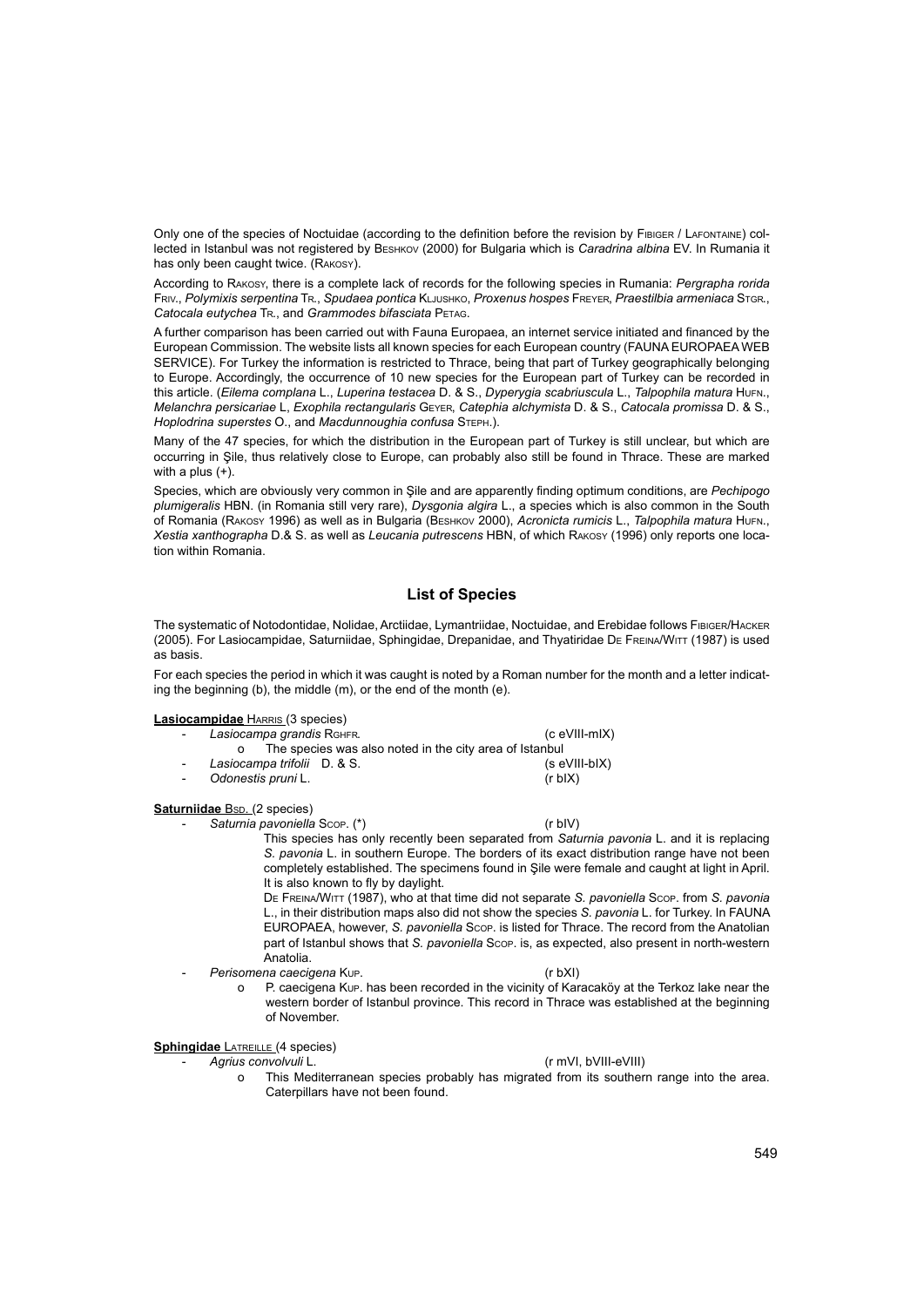Only one of the species of Noctuidae (according to the definition before the revision by Fibiger / Lafontaine) collected in Istanbul was not registered by Beshkov (2000) for Bulgaria which is *Caradrina albina* EV. In Rumania it has only been caught twice. (Rakosy).

According to Rakosy, there is a complete lack of records for the following species in Rumania: *Pergrapha rorida* Friv., *Polymixis serpentina* Tr., *Spudaea pontica* Kljushko, *Proxenus hospes* Freyer, *Praestilbia armeniaca* Stgr., *Catocala eutychea* Tr., and *Grammodes bifasciata* Petag.

A further comparison has been carried out with Fauna Europaea, an internet service initiated and financed by the European Commission. The website lists all known species for each European country (FAUNA EUROPAEA WEB SERVICE). For Turkey the information is restricted to Thrace, being that part of Turkey geographically belonging to Europe. Accordingly, the occurrence of 10 new species for the European part of Turkey can be recorded in this article. (*Eilema complana* L., *Luperina testacea* D. & S., *Dyperygia scabriuscula* L., *Talpophila matura* Hufn., *Melanchra persicariae* L, *Exophila rectangularis* Geyer, *Catephia alchymista* D. & S., *Catocala promissa* D. & S., *Hoplodrina superstes* O., and *Macdunnoughia confusa* Steph.).

Many of the 47 species, for which the distribution in the European part of Turkey is still unclear, but which are occurring in Şile, thus relatively close to Europe, can probably also still be found in Thrace. These are marked with a plus (+).

Species, which are obviously very common in Şile and are apparently finding optimum conditions, are *Pechipogo plumigeralis* HBN. (in Romania still very rare), *Dysgonia algira* L., a species which is also common in the South of Romania (Rakosy 1996) as well as in Bulgaria (Beshkov 2000), *Acronicta rumicis* L., *Talpophila matura* Hufn., *Xestia xanthographa* D.& S. as well as *Leucania putrescens* HBN, of which Rakosy (1996) only reports one location within Romania.

## List of Species

The systematic of Notodontidae, Nolidae, Arctiidae, Lymantriidae, Noctuidae, and Erebidae follows Fibiger/Hacker (2005). For Lasiocampidae, Saturniidae, Sphingidae, Drepanidae, and Thyatiridae De Freina/Witt (1987) is used as basis.

For each species the period in which it was caught is noted by a Roman number for the month and a letter indicating the beginning (b), the middle (m), or the end of the month (e).

**Lasiocampidae** Harris (3 species)

- *Lasiocampa grandis* Rghfr. (c eVIII-mIX)
  - The species was also noted in the city area of Istanbul
- *Lasiocampa trifolii* D. & S. (s eVIII-bIX)
- *Odonestis pruni* L. (r bIX)

**Saturniidae** Bsd. (2 species)

- *Saturnia pavoniella* Scop. (*) (r bIV)

  This species has only recently been separated from *Saturnia pavonia* L. and it is replacing *S. pavonia* L. in southern Europe. The borders of its exact distribution range have not been completely established. The specimens found in Şile were female and caught at light in April. It is also known to fly by daylight.

  De Freina/Witt (1987), who at that time did not separate *S. pavoniella* Scop. from *S. pavonia* L., in their distribution maps also did not show the species *S. pavonia* L. for Turkey. In FAUNA EUROPAEA, however, *S. pavoniella* Scop. is listed for Thrace. The record from the Anatolian part of Istanbul shows that *S. pavoniella* Scop. is, as expected, also present in north-western Anatolia.
- *Perisomena caecigena* Kup. (r bXI)
  - P. caecigena Kup. has been recorded in the vicinity of Karacaköy at the Terkoz lake near the western border of Istanbul province. This record in Thrace was established at the beginning of November.

**Sphingidae** Latreille (4 species)

- *Agrius convolvuli* L. (r mVI, bVIII-eVIII)
  - This Mediterranean species probably has migrated from its southern range into the area. Caterpillars have not been found.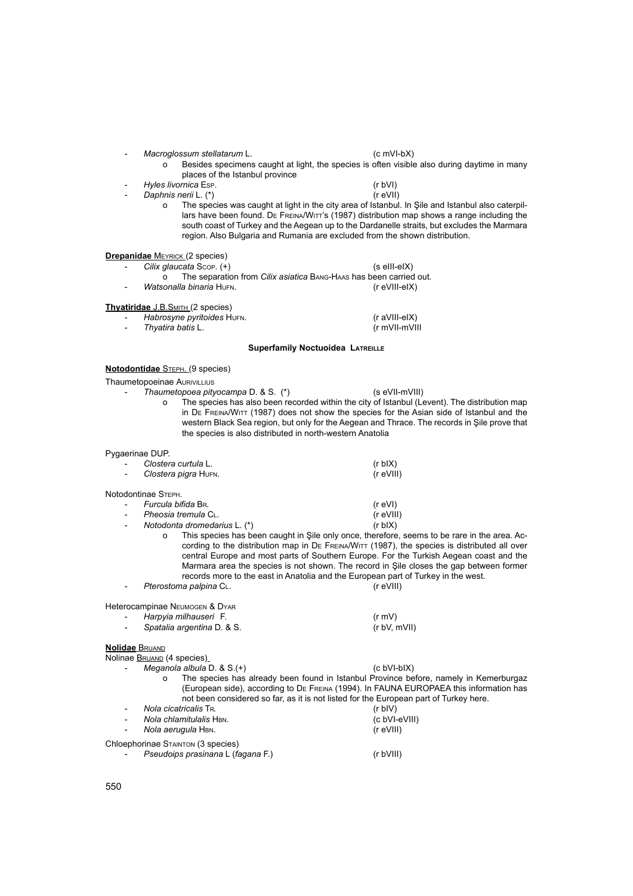- *Macroglossum stellatarum* L. (c mVI-bX)
    - o Besides specimens caught at light, the species is often visible also during daytime in many places of the Istanbul province
- *Hyles livornica* Esp. (r bVI)
- *Daphnis nerii* L. (*) (r eVII)
    - o The species was caught at light in the city area of Istanbul. In Şile and Istanbul also caterpillars have been found. De Freina/Witt's (1987) distribution map shows a range including the south coast of Turkey and the Aegean up to the Dardanelle straits, but excludes the Marmara region. Also Bulgaria and Rumania are excluded from the shown distribution.

**Drepanidae** Meyrick (2 species)

- *Cilix glaucata* Scop. (+) (s eIII-eIX)
    - o The separation from *Cilix asiatica* Bang-Haas has been carried out.
- *Watsonalla binaria* Hufn. (r eVIII-eIX)

**Thyatiridae** J.B.Smith (2 species)

- *Habrosyne pyritoides* Hufn. (r aVIII-eIX)
- *Thyatira batis* L. (r mVII-mVIII

### Superfamily Noctuoidea Latreille

**Notodontidae** Steph. (9 species)

Thaumetopoeinae Aurivillius

- *Thaumetopoea pityocampa* D. & S. (*) (s eVII-mVIII)
    - o The species has also been recorded within the city of Istanbul (Levent). The distribution map in De Freina/Witt (1987) does not show the species for the Asian side of Istanbul and the western Black Sea region, but only for the Aegean and Thrace. The records in Şile prove that the species is also distributed in north-western Anatolia

Pygaerinae DUP.

- *Clostera curtula* L. (r bIX)
- *Clostera pigra* Hufn. (r eVIII)

Notodontinae Steph.

- *Furcula bifida* Br. (r eVI)
- *Pheosia tremula* Cl. (r eVIII)
- *Notodonta dromedarius* L. (*) (r bIX)
    - o This species has been caught in Şile only once, therefore, seems to be rare in the area. According to the distribution map in De Freina/Witt (1987), the species is distributed all over central Europe and most parts of Southern Europe. For the Turkish Aegean coast and the Marmara area the species is not shown. The record in Şile closes the gap between former records more to the east in Anatolia and the European part of Turkey in the west.
- *Pterostoma palpina* Cl. (r eVIII)

Heterocampinae Neumogen & Dyar

- *Harpyia milhauseri* F. (r mV)
- *Spatalia argentina* D. & S. (r bV, mVII)

**Nolidae** Bruand

Nolinae Bruand (4 species)

- *Meganola albula* D. & S.(+) (c bVI-bIX)
    - o The species has already been found in Istanbul Province before, namely in Kemerburgaz (European side), according to De Freina (1994). In FAUNA EUROPAEA this information has not been considered so far, as it is not listed for the European part of Turkey here.
- *Nola cicatricalis* Tr. (r bIV)
- *Nola chlamitulalis* Hbn. (c bVI-eVIII)
- *Nola aerugula* Hbn. (r eVIII)

Chloephorinae Stainton (3 species)

- *Pseudoips prasinana* L (*fagana* F.) (r bVIII)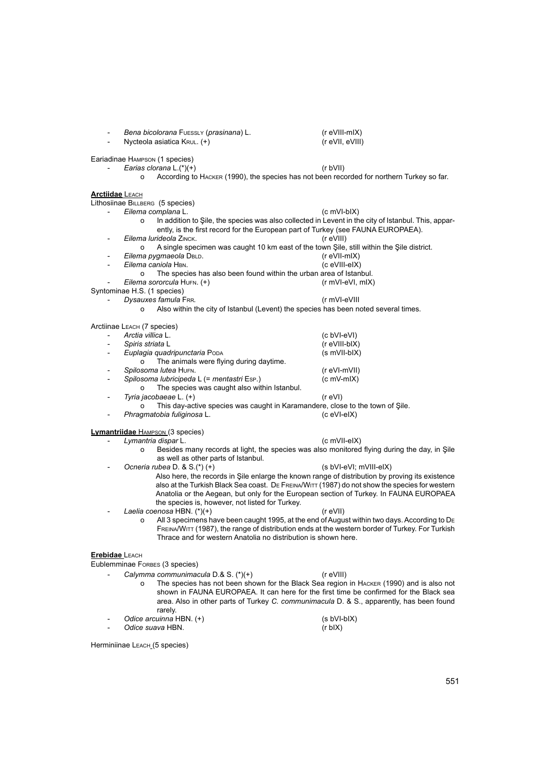- *Bena bicolorana* Fuessly (*prasinana*) L. (r eVIII-mIX)
- Nycteola asiatica Krul. (+) (r eVII, eVIII)

Eariadinae Hampson (1 species)

- *Earias clorana* L.(*)(+) (r bVII)
    - According to Hacker (1990), the species has not been recorded for northern Turkey so far.

**Arctiidae** Leach

Lithosiinae Billberg (5 species)

- *Eilema complana* L. (c mVI-bIX)
    - In addition to Şile, the species was also collected in Levent in the city of Istanbul. This, apparently, is the first record for the European part of Turkey (see FAUNA EUROPAEA).
- *Eilema lurideola* Zinck. (r eVIII)
    - A single specimen was caught 10 km east of the town Şile, still within the Şile district.
- *Eilema pygmaeola* Dbld. (r eVII-mIX)
- *Eilema caniola* Hbn. (c eVIII-eIX)
    - The species has also been found within the urban area of Istanbul.
- *Eilema sororcula* Hufn. (+) (r mVI-eVI, mIX)

Syntominae H.S. (1 species)

- *Dysauxes famula* Frr. (r mVI-eVIII
    - Also within the city of Istanbul (Levent) the species has been noted several times.

Arctiinae Leach (7 species)

- *Arctia villica* L. (c bVI-eVI)
- *Spiris striata* L (r eVIII-bIX)
- *Euplagia quadripunctaria* Poda (s mVII-bIX)
    - The animals were flying during daytime.
- *Spilosoma lutea* Hufn. (r eVI-mVII)
- *Spilosoma lubricipeda* L (= *mentastri* Esp.) (c mV-mIX)
    - The species was caught also within Istanbul.
- *Tyria jacobaeae* L. (+) (r eVI)
    - This day-active species was caught in Karamandere, close to the town of Şile.
- *Phragmatobia fuliginosa* L. (c eVI-eIX)

**Lymantriidae** Hampson (3 species)

- *Lymantria dispar* L. (c mVII-eIX)
    - Besides many records at light, the species was also monitored flying during the day, in Şile as well as other parts of Istanbul.
- *Ocneria rubea* D. & S.(*) (+) (s bVI-eVI; mVIII-eIX)

  Also here, the records in Şile enlarge the known range of distribution by proving its existence also at the Turkish Black Sea coast. De Freina/Witt (1987) do not show the species for western Anatolia or the Aegean, but only for the European section of Turkey. In FAUNA EUROPAEA the species is, however, not listed for Turkey.
- *Laelia coenosa* HBN. (*)(+) (r eVII)
    - All 3 specimens have been caught 1995, at the end of August within two days. According to De Freina/Witt (1987), the range of distribution ends at the western border of Turkey. For Turkish Thrace and for western Anatolia no distribution is shown here.

**Erebidae** Leach

Eublemminae Forbes (3 species)

- *Calymma communimacula* D.& S. (*)(+) (r eVIII)
    - The species has not been shown for the Black Sea region in Hacker (1990) and is also not shown in FAUNA EUROPAEA. It can here for the first time be confirmed for the Black sea area. Also in other parts of Turkey *C. communimacula* D. & S., apparently, has been found rarely.
- *Odice arcuinna* HBN. (+) (s bVI-bIX)
- *Odice suava* HBN. (r bIX)

Herminiinae Leach (5 species)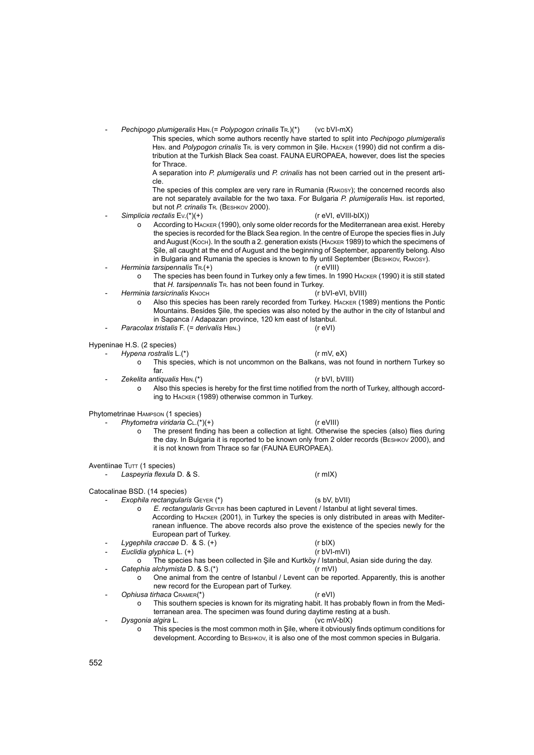- *Pechipogo plumigeralis* Hbn.(= *Polypogon crinalis* Tr.)(*) (vc bVI-mX)

  This species, which some authors recently have started to split into *Pechipogo plumigeralis* Hbn. and *Polypogon crinalis* Tr. is very common in Şile. Hacker (1990) did not confirm a distribution at the Turkish Black Sea coast. FAUNA EUROPAEA, however, does list the species for Thrace.

  A separation into *P. plumigeralis* und *P. crinalis* has not been carried out in the present article.

  The species of this complex are very rare in Rumania (Rakosy); the concerned records also are not separately available for the two taxa. For Bulgaria *P. plumigeralis* Hbn. ist reported, but not *P. crinalis* Tr. (Beshkov 2000).

- *Simplicia rectalis* Ev.(*)(+) (r eVI, eVIII-bIX))
  - According to Hacker (1990), only some older records for the Mediterranean area exist. Hereby the species is recorded for the Black Sea region. In the centre of Europe the species flies in July and August (Koch). In the south a 2. generation exists (Hacker 1989) to which the specimens of Şile, all caught at the end of August and the beginning of September, apparently belong. Also in Bulgaria and Rumania the species is known to fly until September (Beshkov, Rakosy).
- *Herminia tarsipennalis* Tr.(+) (r eVIII)
  - The species has been found in Turkey only a few times. In 1990 Hacker (1990) it is still stated that *H. tarsipennalis* Tr. has not been found in Turkey.
- *Herminia tarsicrinalis* Knoch (r bVI-eVI, bVIII)
  - Also this species has been rarely recorded from Turkey. Hacker (1989) mentions the Pontic Mountains. Besides Şile, the species was also noted by the author in the city of Istanbul and in Sapanca / Adapazarı province, 120 km east of Istanbul.
- *Paracolax tristalis* F. (= *derivalis* Hbn.) (r eVI)

Hypeninae H.S. (2 species)

- *Hypena rostralis* L.(*) (r mV, eX)
  - This species, which is not uncommon on the Balkans, was not found in northern Turkey so far.
- *Zekelita antiqualis* Hbn.(*) (r bVI, bVIII)
  - Also this species is hereby for the first time notified from the north of Turkey, although according to Hacker (1989) otherwise common in Turkey.

Phytometrinae Hampson (1 species)

- *Phytometra viridaria* Cl.(*)(+) (r eVIII)
  - The present finding has been a collection at light. Otherwise the species (also) flies during the day. In Bulgaria it is reported to be known only from 2 older records (Beshkov 2000), and it is not known from Thrace so far (FAUNA EUROPAEA).

Aventiinae Tutt (1 species)

- *Laspeyria flexula* D. & S. (r mIX)

Catocalinae BSD. (14 species)

- *Exophila rectangularis* Geyer (*) (s bV, bVII)
  - *E. rectangularis* Geyer has been captured in Levent / Istanbul at light several times. According to Hacker (2001), in Turkey the species is only distributed in areas with Mediterranean influence. The above records also prove the existence of the species newly for the European part of Turkey.
- *Lygephila craccae* D. & S. (+) (r bIX)
- *Euclidia glyphica* L. (+) (r bVI-mVI)
  - The species has been collected in Şile and Kurtköy / Istanbul, Asian side during the day.
- *Catephia alchymista* D. & S.(*) (r mVI)
  - One animal from the centre of Istanbul / Levent can be reported. Apparently, this is another new record for the European part of Turkey.
- *Ophiusa tirhaca* Cramer(*) (r eVI)
  - This southern species is known for its migrating habit. It has probably flown in from the Mediterranean area. The specimen was found during daytime resting at a bush.
- *Dysgonia algira* L. (vc mV-bIX)
  - This species is the most common moth in Şile, where it obviously finds optimum conditions for development. According to Beshkov, it is also one of the most common species in Bulgaria.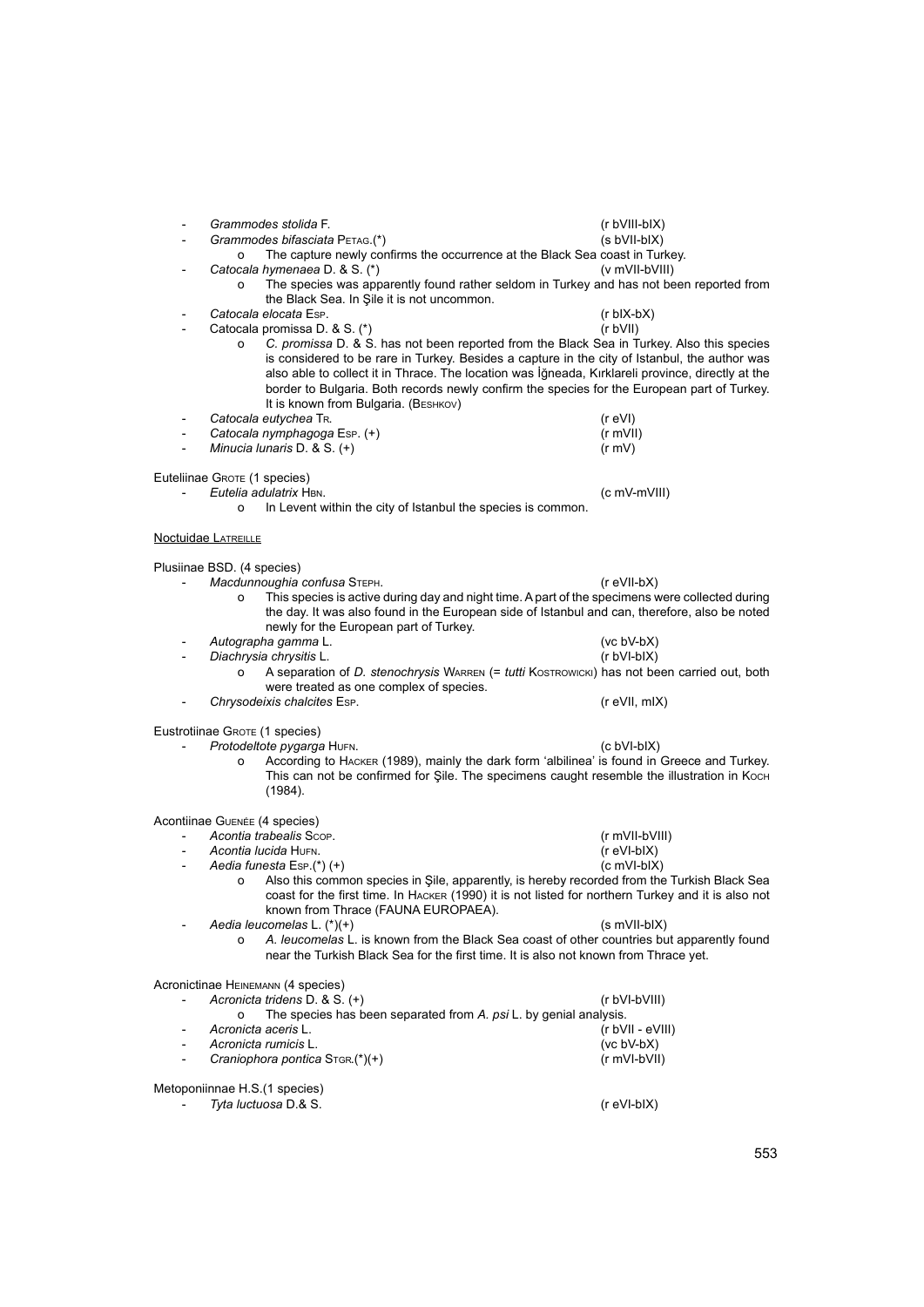- *Grammodes stolida* F. (r bVIII-bIX)
- *Grammodes bifasciata* Petag.(*) (s bVII-bIX)
    - The capture newly confirms the occurrence at the Black Sea coast in Turkey.
- *Catocala hymenaea* D. & S. (*) (v mVII-bVIII)
    - The species was apparently found rather seldom in Turkey and has not been reported from the Black Sea. In Şile it is not uncommon.
- *Catocala elocata* Esp. (r bIX-bX)
- Catocala promissa D. & S. (*) (r bVII)
    - *C. promissa* D. & S. has not been reported from the Black Sea in Turkey. Also this species is considered to be rare in Turkey. Besides a capture in the city of Istanbul, the author was also able to collect it in Thrace. The location was İğneada, Kırklareli province, directly at the border to Bulgaria. Both records newly confirm the species for the European part of Turkey. It is known from Bulgaria. (Beshkov)
- *Catocala eutychea* Tr. (r eVI)
- *Catocala nymphagoga* Esp. (+) (r mVII)
- *Minucia lunaris* D. & S. (+) (r mV)

Euteliinae Grote (1 species)

- *Eutelia adulatrix* Hbn. (c mV-mVIII)
    - In Levent within the city of Istanbul the species is common.

Noctuidae Latreille

Plusiinae BSD. (4 species)

- *Macdunnoughia confusa* Steph. (r eVII-bX)
    - This species is active during day and night time. A part of the specimens were collected during the day. It was also found in the European side of Istanbul and can, therefore, also be noted newly for the European part of Turkey.
- *Autographa gamma* L. (vc bV-bX)
- *Diachrysia chrysitis* L. (r bVI-bIX)
    - A separation of *D. stenochrysis* Warren (= *tutti* Kostrowicki) has not been carried out, both were treated as one complex of species.
- *Chrysodeixis chalcites* Esp. (r eVII, mIX)

Eustrotiinae Grote (1 species)

- *Protodeltote pygarga* Hufn. (c bVI-bIX)
    - According to Hacker (1989), mainly the dark form 'albilinea' is found in Greece and Turkey. This can not be confirmed for Şile. The specimens caught resemble the illustration in Koch (1984).

Acontiinae Guenée (4 species)

- *Acontia trabealis* Scop. (r mVII-bVIII)
- *Acontia lucida* Hufn. (r eVI-bIX)
- *Aedia funesta* Esp.(*) (+) (c mVI-bIX)
    - Also this common species in Şile, apparently, is hereby recorded from the Turkish Black Sea coast for the first time. In Hacker (1990) it is not listed for northern Turkey and it is also not known from Thrace (FAUNA EUROPAEA).
- *Aedia leucomelas* L. (*)(+) (s mVII-bIX)
    - *A. leucomelas* L. is known from the Black Sea coast of other countries but apparently found near the Turkish Black Sea for the first time. It is also not known from Thrace yet.

Acronictinae Heinemann (4 species)

- *Acronicta tridens* D. & S. (+) (r bVI-bVIII)
    - The species has been separated from *A. psi* L. by genial analysis.
- *Acronicta aceris* L. (r bVII - eVIII)
- *Acronicta rumicis* L. (vc bV-bX)
- *Craniophora pontica* Stgr.(*)(+) (r mVI-bVII)

Metoponiinnae H.S.(1 species)

- *Tyta luctuosa* D.& S. (r eVI-bIX)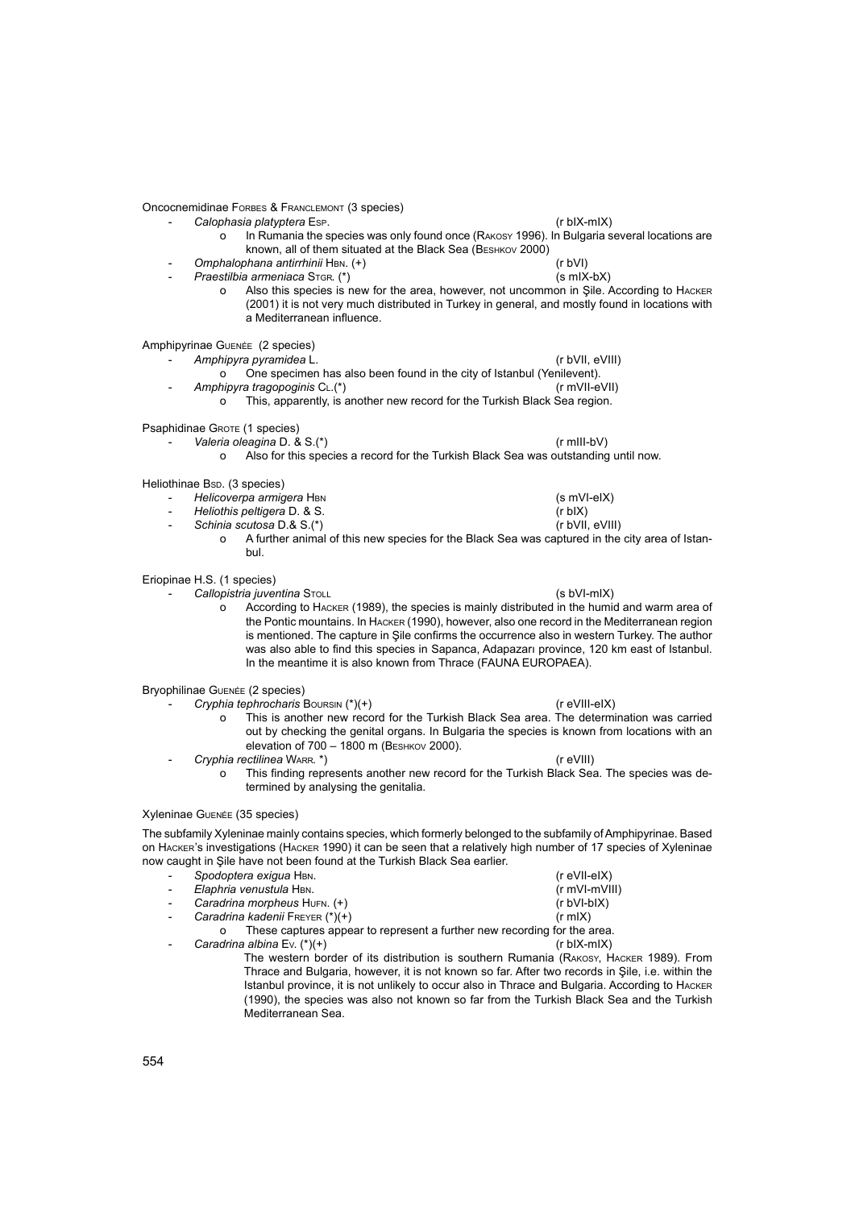Oncocnemidinae Forbes & Franclemont (3 species)

- *Calophasia platyptera* Esp. (r bIX-mIX)
    - o In Rumania the species was only found once (Rakosy 1996). In Bulgaria several locations are known, all of them situated at the Black Sea (Beshkov 2000)
- *Omphalophana antirrhinii* Hbn. (+) (r bVI)
- *Praestilbia armeniaca* Stgr. (*) (s mIX-bX)
    - o Also this species is new for the area, however, not uncommon in Şile. According to Hacker (2001) it is not very much distributed in Turkey in general, and mostly found in locations with a Mediterranean influence.

Amphipyrinae Guenée (2 species)

- *Amphipyra pyramidea* L. (r bVII, eVIII)
    - o One specimen has also been found in the city of Istanbul (Yenilevent).
- *Amphipyra tragopoginis* Cl.(*) (r mVII-eVII)
    - o This, apparently, is another new record for the Turkish Black Sea region.

Psaphidinae Grote (1 species)

- *Valeria oleagina* D. & S.(*) (r mIII-bV)
    - o Also for this species a record for the Turkish Black Sea was outstanding until now.

Heliothinae Bsd. (3 species)

- *Helicoverpa armigera* Hbn (s mVI-eIX)
- *Heliothis peltigera* D. & S. (r bIX)
- *Schinia scutosa* D.& S.(*) (r bVII, eVIII)
    - o A further animal of this new species for the Black Sea was captured in the city area of Istanbul.

Eriopinae H.S. (1 species)

- *Callopistria juventina* Stoll (s bVI-mIX)
    - o According to Hacker (1989), the species is mainly distributed in the humid and warm area of the Pontic mountains. In Hacker (1990), however, also one record in the Mediterranean region is mentioned. The capture in Şile confirms the occurrence also in western Turkey. The author was also able to find this species in Sapanca, Adapazarı province, 120 km east of Istanbul. In the meantime it is also known from Thrace (FAUNA EUROPAEA).

Bryophilinae Guenée (2 species)

- *Cryphia tephrocharis* Boursin (*)(+) (r eVIII-eIX)
    - o This is another new record for the Turkish Black Sea area. The determination was carried out by checking the genital organs. In Bulgaria the species is known from locations with an elevation of 700 – 1800 m (Beshkov 2000).
- *Cryphia rectilinea* Warr. *) (r eVIII)
    - o This finding represents another new record for the Turkish Black Sea. The species was determined by analysing the genitalia.

Xyleninae Guenée (35 species)

The subfamily Xyleninae mainly contains species, which formerly belonged to the subfamily of Amphipyrinae. Based on Hacker's investigations (Hacker 1990) it can be seen that a relatively high number of 17 species of Xyleninae now caught in Şile have not been found at the Turkish Black Sea earlier.

- *Spodoptera exigua* Hbn. (r eVII-eIX)
- *Elaphria venustula* Hbn. (r mVI-mVIII)
- *Caradrina morpheus* Hufn. (+) (r bVI-bIX)
- *Caradrina kadenii* Freyer (*)(+) (r mIX)
    - o These captures appear to represent a further new recording for the area.
- *Caradrina albina* Ev. (*)(+) (r bIX-mIX)

  The western border of its distribution is southern Rumania (Rakosy, Hacker 1989). From Thrace and Bulgaria, however, it is not known so far. After two records in Şile, i.e. within the Istanbul province, it is not unlikely to occur also in Thrace and Bulgaria. According to Hacker (1990), the species was also not known so far from the Turkish Black Sea and the Turkish Mediterranean Sea.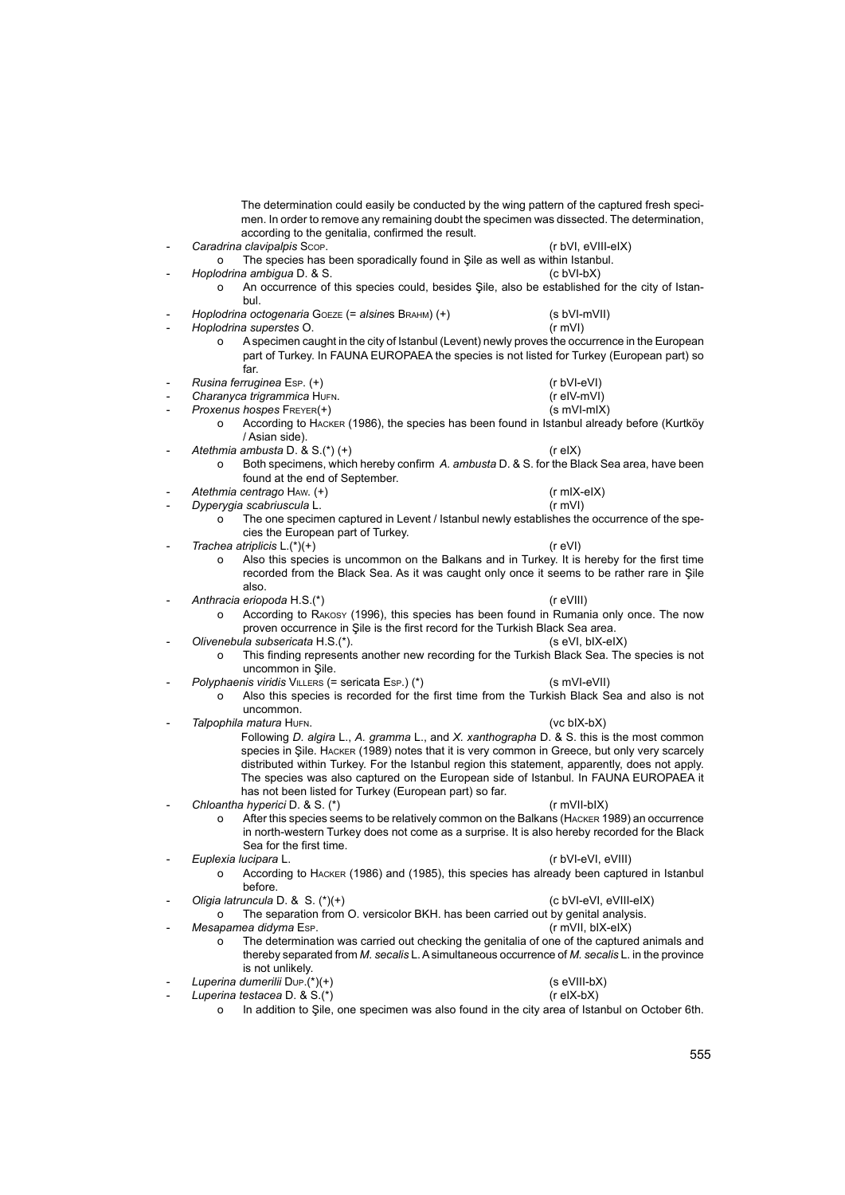The determination could easily be conducted by the wing pattern of the captured fresh specimen. In order to remove any remaining doubt the specimen was dissected. The determination, according to the genitalia, confirmed the result.

- *Caradrina clavipalpis* Scop. (r bVI, eVIII-eIX)
  - The species has been sporadically found in Şile as well as within Istanbul.
- *Hoplodrina ambigua* D. & S. (c bVI-bX)
  - An occurrence of this species could, besides Şile, also be established for the city of Istanbul.
- *Hoplodrina octogenaria* Goeze (= *alsines* Brahm) (+) (s bVI-mVII)
- *Hoplodrina superstes* O. (r mVI)
  - A specimen caught in the city of Istanbul (Levent) newly proves the occurrence in the European part of Turkey. In FAUNA EUROPAEA the species is not listed for Turkey (European part) so far.
- *Rusina ferruginea* Esp. (+) (r bVI-eVI)
- *Charanyca trigrammica* Hufn. (r eIV-mVI)
- *Proxenus hospes* Freyer(+) (s mVI-mIX)
  - According to Hacker (1986), the species has been found in Istanbul already before (Kurtköy / Asian side).
- *Atethmia ambusta* D. & S.(*) (+) (r eIX)
  - Both specimens, which hereby confirm *A. ambusta* D. & S. for the Black Sea area, have been found at the end of September.
- *Atethmia centrago* Haw. (+) (r mIX-eIX)
- *Dypergia scabriuscula* L. (r mVI)
  - The one specimen captured in Levent / Istanbul newly establishes the occurrence of the species the European part of Turkey.
- *Trachea atriplicis* L.(*)(+) (r eVI)
  - Also this species is uncommon on the Balkans and in Turkey. It is hereby for the first time recorded from the Black Sea. As it was caught only once it seems to be rather rare in Şile also.
- *Anthracia eriopoda* H.S.(*) (r eVIII)
  - According to Rakosy (1996), this species has been found in Rumania only once. The now proven occurrence in Şile is the first record for the Turkish Black Sea area.
- *Olivenebula subsericata* H.S.(*). (s eVI, bIX-eIX)
  - This finding represents another new recording for the Turkish Black Sea. The species is not uncommon in Şile.
- *Polyphaenis viridis* Villers (= sericata Esp.) (*) (s mVI-eVII)
  - Also this species is recorded for the first time from the Turkish Black Sea and also is not uncommon.
- *Talpophila matura* Hufn. (vc bIX-bX)

  Following *D. algira* L., *A. gramma* L., and *X. xanthographa* D. & S. this is the most common species in Şile. Hacker (1989) notes that it is very common in Greece, but only very scarcely distributed within Turkey. For the Istanbul region this statement, apparently, does not apply. The species was also captured on the European side of Istanbul. In FAUNA EUROPAEA it has not been listed for Turkey (European part) so far.
- *Chloantha hyperici* D. & S. (*) (r mVII-bIX)
  - After this species seems to be relatively common on the Balkans (Hacker 1989) an occurrence in north-western Turkey does not come as a surprise. It is also hereby recorded for the Black Sea for the first time.
- *Euplexia lucipara* L. (r bVI-eVI, eVIII)
  - According to Hacker (1986) and (1985), this species has already been captured in Istanbul before.
- *Oligia latruncula* D. & S. (*)(+) (c bVI-eVI, eVIII-eIX)
  - The separation from O. versicolor BKH. has been carried out by genital analysis.
- *Mesapamea didyma* Esp. (r mVII, bIX-eIX)
  - The determination was carried out checking the genitalia of one of the captured animals and thereby separated from *M. secalis* L. A simultaneous occurrence of *M. secalis* L. in the province is not unlikely.
- *Luperina dumerilii* Dup.(*)(+) (s eVIII-bX)
- *Luperina testacea* D. & S.(*) (r eIX-bX)
  - In addition to Şile, one specimen was also found in the city area of Istanbul on October 6th.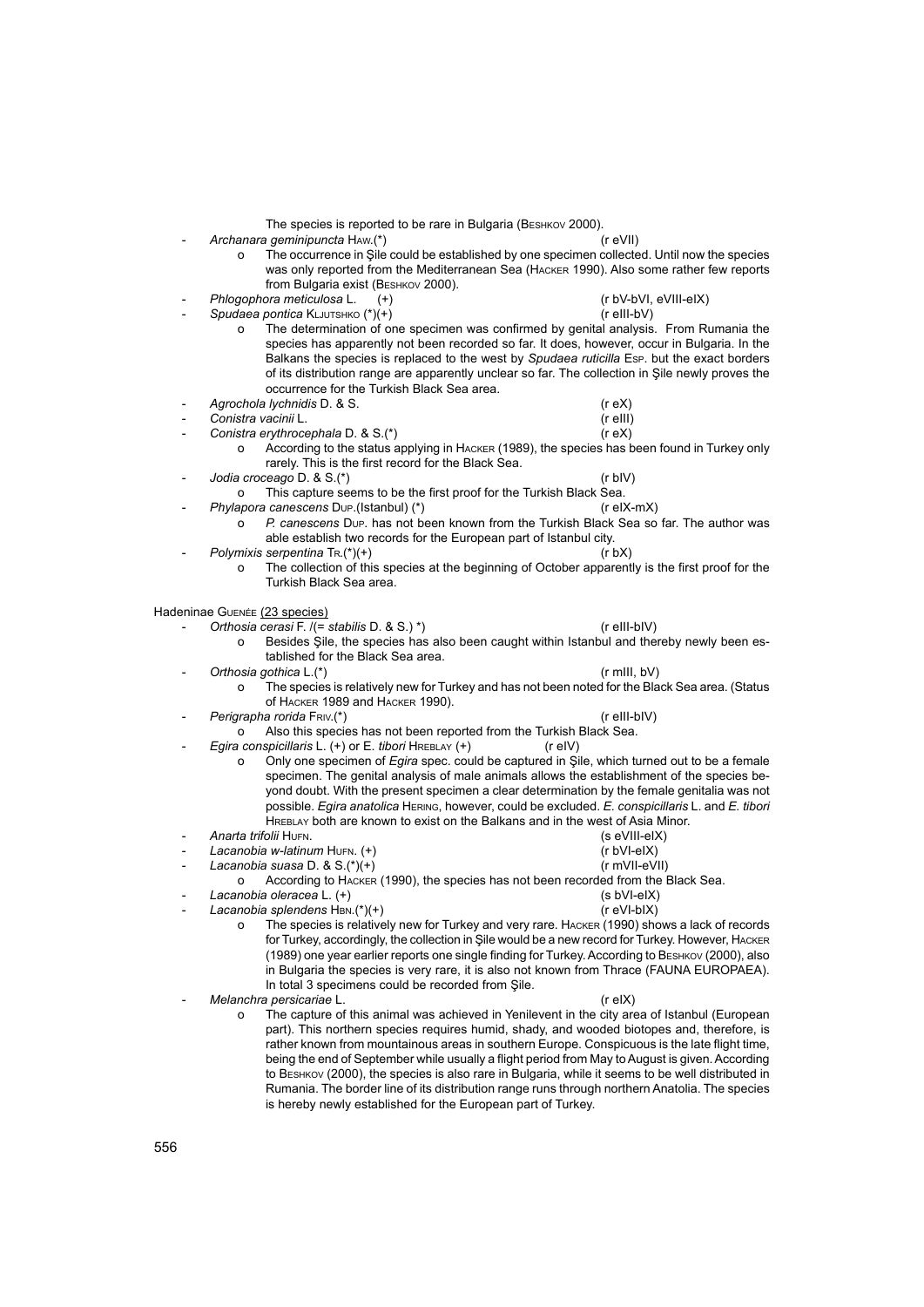The species is reported to be rare in Bulgaria (Beshkov 2000).

- *Archanara geminipuncta* Haw.(*) (r eVII)
  - The occurrence in Şile could be established by one specimen collected. Until now the species was only reported from the Mediterranean Sea (Hacker 1990). Also some rather few reports from Bulgaria exist (Beshkov 2000).
- *Phlogophora meticulosa* L. (+) (r bV-bVI, eVIII-eIX)
- *Spudaea pontica* Kljutshko (*)(+) (r eIII-bV)
  - The determination of one specimen was confirmed by genital analysis. From Rumania the species has apparently not been recorded so far. It does, however, occur in Bulgaria. In the Balkans the species is replaced to the west by *Spudaea ruticilla* Esp. but the exact borders of its distribution range are apparently unclear so far. The collection in Şile newly proves the occurrence for the Turkish Black Sea area.
- *Agrochola lychnidis* D. & S. (r eX)
- *Conistra vacinii* L. (r eIII)
- *Conistra erythrocephala* D. & S.(*) (r eX)
  - According to the status applying in Hacker (1989), the species has been found in Turkey only rarely. This is the first record for the Black Sea.
- *Jodia croceago* D. & S.(*) (r bIV)
  - This capture seems to be the first proof for the Turkish Black Sea.
- *Phylapora canescens* Dup.(Istanbul) (*) (r eIX-mX)
  - *P. canescens* Dup. has not been known from the Turkish Black Sea so far. The author was able establish two records for the European part of Istanbul city.
- *Polymixis serpentina* Tr.(*)(+) (r bX)
  - The collection of this species at the beginning of October apparently is the first proof for the Turkish Black Sea area.

Hadeninae Guenée (23 species)

- *Orthosia cerasi* F. /(= *stabilis* D. & S.) *) (r eIII-bIV)
  - Besides Şile, the species has also been caught within Istanbul and thereby newly been established for the Black Sea area.
- *Orthosia gothica* L.(*) (r mIII, bV)
  - The species is relatively new for Turkey and has not been noted for the Black Sea area. (Status of Hacker 1989 and Hacker 1990).
- *Perigrapha rorida* Friv.(*) (r eIII-bIV)
  - Also this species has not been reported from the Turkish Black Sea.
- *Egira conspicillaris* L. (+) or E. *tibori* Hreblay (+) (r eIV)
  - Only one specimen of *Egira* spec. could be captured in Şile, which turned out to be a female specimen. The genital analysis of male animals allows the establishment of the species beyond doubt. With the present specimen a clear determination by the female genitalia was not possible. *Egira anatolica* Hering, however, could be excluded. *E. conspicillaris* L. and *E. tibori* Hreblay both are known to exist on the Balkans and in the west of Asia Minor.
- *Anarta trifolii* Hufn. (s eVIII-eIX)
- *Lacanobia w-latinum* Hufn. (+) (r bVI-eIX)
- *Lacanobia suasa* D. & S.(*)(+) (r mVII-eVII)
  - According to Hacker (1990), the species has not been recorded from the Black Sea.
- *Lacanobia oleracea* L. (+) (s bVI-eIX)
- *Lacanobia splendens* Hbn.(*)(+) (r eVI-bIX)
  - The species is relatively new for Turkey and very rare. Hacker (1990) shows a lack of records for Turkey, accordingly, the collection in Şile would be a new record for Turkey. However, Hacker (1989) one year earlier reports one single finding for Turkey. According to Beshkov (2000), also in Bulgaria the species is very rare, it is also not known from Thrace (FAUNA EUROPAEA). In total 3 specimens could be recorded from Şile.
- *Melanchra persicariae* L. (r eIX)
  - The capture of this animal was achieved in Yenilevent in the city area of Istanbul (European part). This northern species requires humid, shady, and wooded biotopes and, therefore, is rather known from mountainous areas in southern Europe. Conspicuous is the late flight time, being the end of September while usually a flight period from May to August is given. According to Beshkov (2000), the species is also rare in Bulgaria, while it seems to be well distributed in Rumania. The border line of its distribution range runs through northern Anatolia. The species is hereby newly established for the European part of Turkey.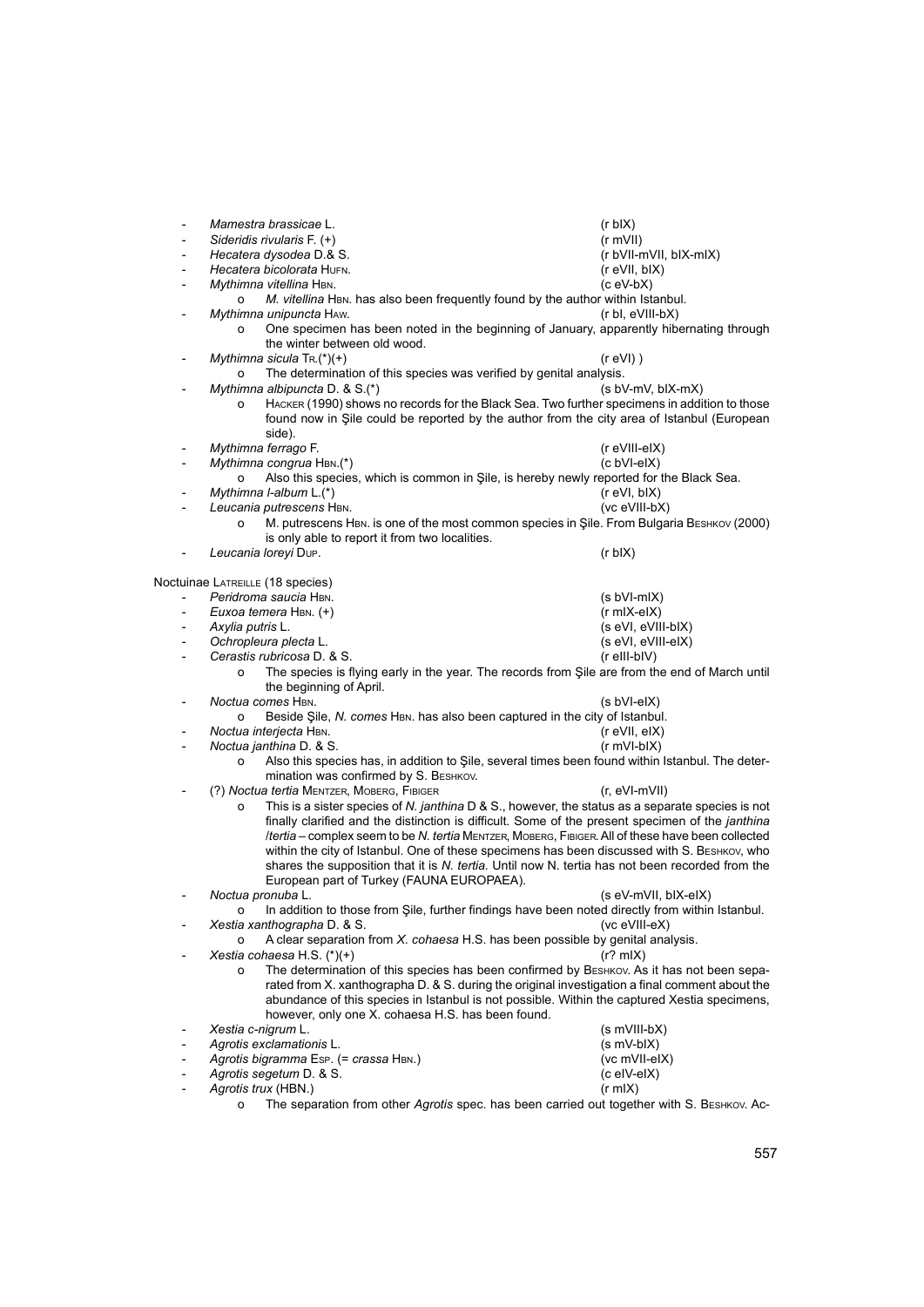- *Mamestra brassicae* L. (r bIX)
- *Sideridis rivularis* F. (+) (r mVII)
- *Hecatera dysodea* D.& S. (r bVII-mVII, bIX-mIX)
- *Hecatera bicolorata* Hufn. (r eVII, bIX)
- *Mythimna vitellina* Hbn. (c eV-bX)
    - *M. vitellina* Hbn. has also been frequently found by the author within Istanbul.
- *Mythimna unipuncta* Haw. (r bI, eVIII-bX)
    - One specimen has been noted in the beginning of January, apparently hibernating through the winter between old wood.
- *Mythimna sicula* Tr.(*)(+) (r eVI) )
    - The determination of this species was verified by genital analysis.
- *Mythimna albipuncta* D. & S.(*) (s bV-mV, bIX-mX)
    - Hacker (1990) shows no records for the Black Sea. Two further specimens in addition to those found now in Şile could be reported by the author from the city area of Istanbul (European side).
- *Mythimna ferrago* F. (r eVIII-eIX)
- *Mythimna congrua* Hbn.(*) (c bVI-eIX)
    - Also this species, which is common in Şile, is hereby newly reported for the Black Sea.
- *Mythimna l-album* L.(*) (r eVI, bIX)
- *Leucania putrescens* Hbn. (vc eVIII-bX)
    - M. putrescens Hbn. is one of the most common species in Şile. From Bulgaria Beshkov (2000) is only able to report it from two localities.
- *Leucania loreyi* Dup. (r bIX)

Noctuinae Latreille (18 species)

- *Peridroma saucia* Hbn. (s bVI-mIX)
- *Euxoa temera* Hbn. (+) (r mIX-eIX)
- *Axylia putris* L. (s eVI, eVIII-bIX)
- *Ochropleura plecta* L. (s eVI, eVIII-eIX)
- *Cerastis rubricosa* D. & S. (r eIII-bIV)
    - The species is flying early in the year. The records from Şile are from the end of March until the beginning of April.
- *Noctua comes* Hbn. (s bVI-eIX)
    - Beside Şile, *N. comes* Hbn. has also been captured in the city of Istanbul.
- *Noctua interjecta* Hbn. (r eVII, eIX)
- *Noctua janthina* D. & S. (r mVI-bIX)
    - Also this species has, in addition to Şile, several times been found within Istanbul. The determination was confirmed by S. Beshkov.
- (?) *Noctua tertia* Mentzer, Moberg, Fibiger (r, eVI-mVII)
    - This is a sister species of *N. janthina* D & S., however, the status as a separate species is not finally clarified and the distinction is difficult. Some of the present specimen of the *janthina /tertia* – complex seem to be *N. tertia* Mentzer, Moberg, Fibiger. All of these have been collected within the city of Istanbul. One of these specimens has been discussed with S. Beshkov, who shares the supposition that it is *N. tertia.* Until now N. tertia has not been recorded from the European part of Turkey (FAUNA EUROPAEA).
- *Noctua pronuba* L. (s eV-mVII, bIX-eIX)
    - In addition to those from Şile, further findings have been noted directly from within Istanbul.
- *Xestia xanthographa* D. & S. (vc eVIII-eX)
    - A clear separation from *X. cohaesa* H.S. has been possible by genital analysis.
- *Xestia cohaesa* H.S. (*)(+) (r? mIX)
    - The determination of this species has been confirmed by Beshkov. As it has not been separated from X. xanthographa D. & S. during the original investigation a final comment about the abundance of this species in Istanbul is not possible. Within the captured Xestia specimens, however, only one X. cohaesa H.S. has been found.
- *Xestia c-nigrum* L. (s mVIII-bX)
- *Agrotis exclamationis* L. (s mV-bIX)
- *Agrotis bigramma* Esp. (= *crassa* Hbn.) (vc mVII-eIX)
- *Agrotis segetum* D. & S. (c eIV-eIX)
- *Agrotis trux* (HBN.) (r mIX)
    - The separation from other *Agrotis* spec. has been carried out together with S. Beshkov. Ac-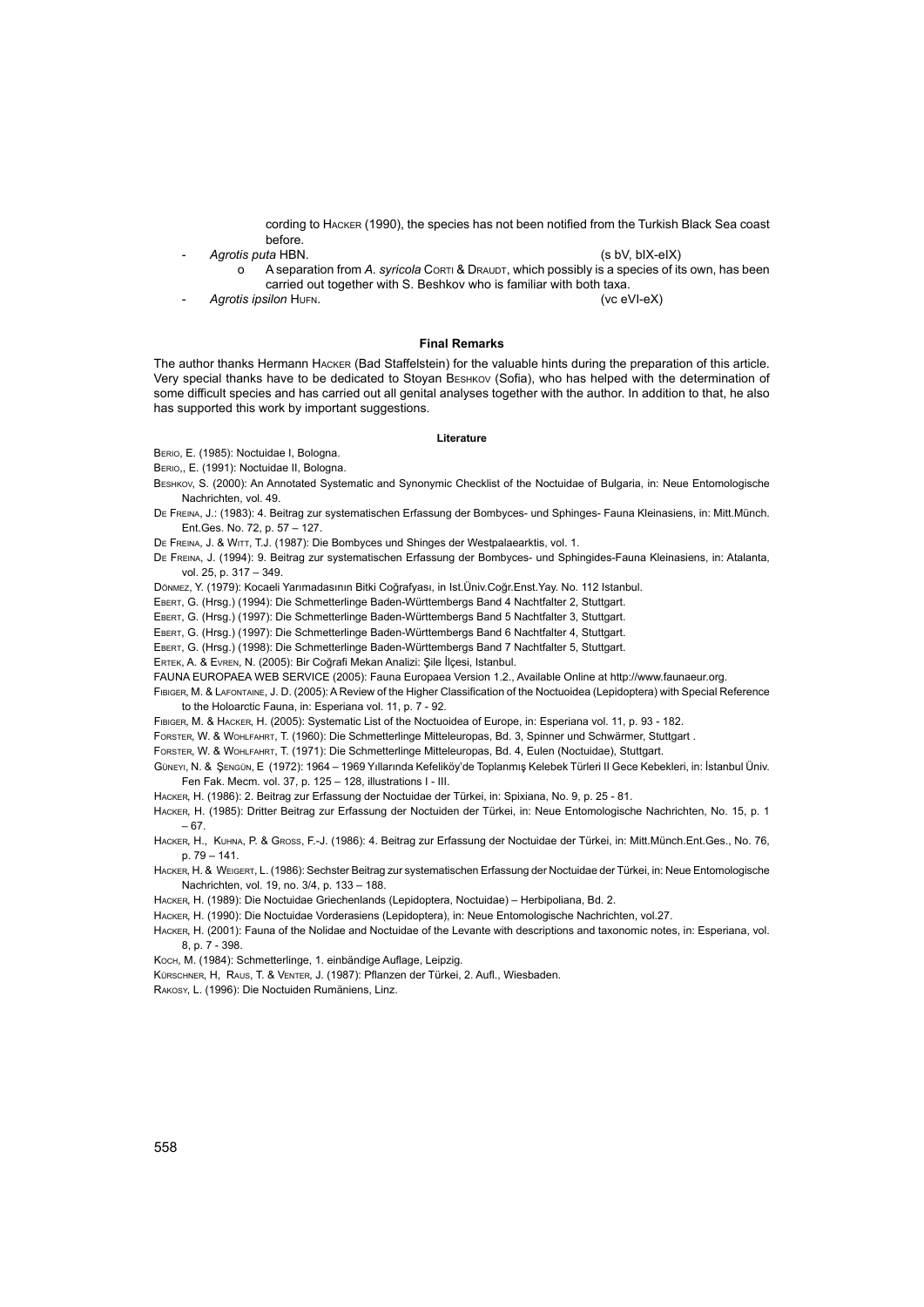cording to Hacker (1990), the species has not been notified from the Turkish Black Sea coast before.

- *Agrotis puta* HBN. (s bV, bIX-eIX)
    - A separation from *A. syricola* Corti & Draudt, which possibly is a species of its own, has been carried out together with S. Beshkov who is familiar with both taxa.
- *Agrotis ipsilon* Hufn. (vc eVI-eX)

## Final Remarks

The author thanks Hermann Hacker (Bad Staffelstein) for the valuable hints during the preparation of this article. Very special thanks have to be dedicated to Stoyan Beshkov (Sofia), who has helped with the determination of some difficult species and has carried out all genital analyses together with the author. In addition to that, he also has supported this work by important suggestions.

### Literature

Berio, E. (1985): Noctuidae I, Bologna.

Berio,, E. (1991): Noctuidae II, Bologna.

Beshkov, S. (2000): An Annotated Systematic and Synonymic Checklist of the Noctuidae of Bulgaria, in: Neue Entomologische Nachrichten, vol. 49.

De Freina, J.: (1983): 4. Beitrag zur systematischen Erfassung der Bombyces- und Sphinges- Fauna Kleinasiens, in: Mitt.Münch. Ent.Ges. No. 72, p. 57 – 127.

De Freina, J. & Witt, T.J. (1987): Die Bombyces und Shinges der Westpalaearktis, vol. 1.

De Freina, J. (1994): 9. Beitrag zur systematischen Erfassung der Bombyces- und Sphingides-Fauna Kleinasiens, in: Atalanta, vol. 25, p. 317 – 349.

Dönmez, Y. (1979): Kocaeli Yarımadasının Bitki Coğrafyası, in Ist.Üniv.Coğr.Enst.Yay. No. 112 Istanbul.

Ebert, G. (Hrsg.) (1994): Die Schmetterlinge Baden-Württembergs Band 4 Nachtfalter 2, Stuttgart.

Ebert, G. (Hrsg.) (1997): Die Schmetterlinge Baden-Württembergs Band 5 Nachtfalter 3, Stuttgart.

Ebert, G. (Hrsg.) (1997): Die Schmetterlinge Baden-Württembergs Band 6 Nachtfalter 4, Stuttgart.

Ebert, G. (Hrsg.) (1998): Die Schmetterlinge Baden-Württembergs Band 7 Nachtfalter 5, Stuttgart.

Ertek, A. & Evren, N. (2005): Bir Coğrafi Mekan Analizi: Şile İlçesi, Istanbul.

FAUNA EUROPAEA WEB SERVICE (2005): Fauna Europaea Version 1.2., Available Online at http://www.faunaeur.org.

Fibiger, M. & Lafontaine, J. D. (2005): A Review of the Higher Classification of the Noctuoidea (Lepidoptera) with Special Reference to the Holoarctic Fauna, in: Esperiana vol. 11, p. 7 - 92.

Fibiger, M. & Hacker, H. (2005): Systematic List of the Noctuoidea of Europe, in: Esperiana vol. 11, p. 93 - 182.

Forster, W. & Wohlfahrt, T. (1960): Die Schmetterlinge Mitteleuropas, Bd. 3, Spinner und Schwärmer, Stuttgart .

Forster, W. & Wohlfahrt, T. (1971): Die Schmetterlinge Mitteleuropas, Bd. 4, Eulen (Noctuidae), Stuttgart.

Güneyi, N. & Şengün, E (1972): 1964 – 1969 Yıllarında Kefeliköy'de Toplanmış Kelebek Türleri II Gece Kebekleri, in: İstanbul Üniv. Fen Fak. Mecm. vol. 37, p. 125 – 128, illustrations I - III.

Hacker, H. (1986): 2. Beitrag zur Erfassung der Noctuidae der Türkei, in: Spixiana, No. 9, p. 25 - 81.

Hacker, H. (1985): Dritter Beitrag zur Erfassung der Noctuiden der Türkei, in: Neue Entomologische Nachrichten, No. 15, p. 1 – 67.

Hacker, H., Kuhna, P. & Gross, F.-J. (1986): 4. Beitrag zur Erfassung der Noctuidae der Türkei, in: Mitt.Münch.Ent.Ges., No. 76, p. 79 – 141.

Hacker, H. & Weigert, L. (1986): Sechster Beitrag zur systematischen Erfassung der Noctuidae der Türkei, in: Neue Entomologische Nachrichten, vol. 19, no. 3/4, p. 133 – 188.

Hacker, H. (1989): Die Noctuidae Griechenlands (Lepidoptera, Noctuidae) – Herbipoliana, Bd. 2.

Hacker, H. (1990): Die Noctuidae Vorderasiens (Lepidoptera), in: Neue Entomologische Nachrichten, vol.27.

Hacker, H. (2001): Fauna of the Nolidae and Noctuidae of the Levante with descriptions and taxonomic notes, in: Esperiana, vol. 8, p. 7 - 398.

Koch, M. (1984): Schmetterlinge, 1. einbändige Auflage, Leipzig.

Kürschner, H, Raus, T. & Venter, J. (1987): Pflanzen der Türkei, 2. Aufl., Wiesbaden.

Rakosy, L. (1996): Die Noctuiden Rumäniens, Linz.